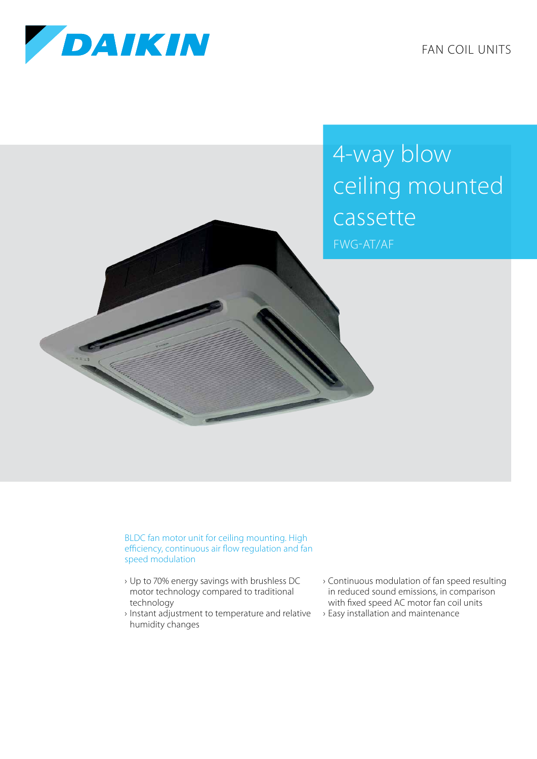DAIKIN

FAN COIL UNITS

# 4-way blow ceiling mounted cassette

FWG-AT/AF

BLDC fan motor unit for ceiling mounting. High efficiency, continuous air flow regulation and fan speed modulation

- Up to 70% energy savings with brushless DC motor technology compared to traditional technology
- Instant adjustment to temperature and relative humidity changes
- Continuous modulation of fan speed resulting in reduced sound emissions, in comparison with fixed speed AC motor fan coil units
- Easy installation and maintenance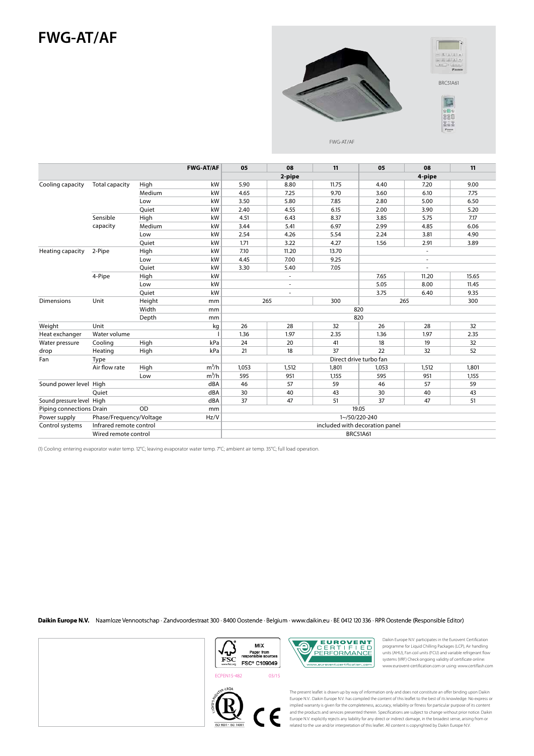# FWG-AT/AF

BRC51A61

FWG-AT/AF

| | | | FWG-AT/AF | 05 | 08 | 11 | 05 | 08 | 11 |
|---|---|---|---|---|---|---|---|---|---|
| | | | | 2-pipe | | | 4-pipe | | |
| Cooling capacity | Total capacity | High | kW | 5.90 | 8.80 | 11.75 | 4.40 | 7.20 | 9.00 |
| | | Medium | kW | 4.65 | 7.25 | 9.70 | 3.60 | 6.10 | 7.75 |
| | | Low | kW | 3.50 | 5.80 | 7.85 | 2.80 | 5.00 | 6.50 |
| | | Quiet | kW | 2.40 | 4.55 | 6.15 | 2.00 | 3.90 | 5.20 |
| | Sensible capacity | High | kW | 4.51 | 6.43 | 8.37 | 3.85 | 5.75 | 7.17 |
| | | Medium | kW | 3.44 | 5.41 | 6.97 | 2.99 | 4.85 | 6.06 |
| | | Low | kW | 2.54 | 4.26 | 5.54 | 2.24 | 3.81 | 4.90 |
| | | Quiet | kW | 1.71 | 3.22 | 4.27 | 1.56 | 2.91 | 3.89 |
| Heating capacity | 2-Pipe | High | kW | 7.10 | 11.20 | 13.70 | - | | |
| | | Low | kW | 4.45 | 7.00 | 9.25 | - | | |
| | | Quiet | kW | 3.30 | 5.40 | 7.05 | - | | |
| | 4-Pipe | High | kW | - | | | 7.65 | 11.20 | 15.65 |
| | | Low | kW | - | | | 5.05 | 8.00 | 11.45 |
| | | Quiet | kW | - | | | 3.75 | 6.40 | 9.35 |
| Dimensions | Unit | Height | mm | 265 | | 300 | 265 | | 300 |
| | | Width | mm | 820 | | | | | |
| | | Depth | mm | 820 | | | | | |
| Weight | Unit | | kg | 26 | 28 | 32 | 26 | 28 | 32 |
| Heat exchanger | Water volume | | l | 1.36 | 1.97 | 2.35 | 1.36 | 1.97 | 2.35 |
| Water pressure drop | Cooling | High | kPa | 24 | 20 | 41 | 18 | 19 | 32 |
| | Heating | High | kPa | 21 | 18 | 37 | 22 | 32 | 52 |
| Fan | Type | | | Direct drive turbo fan | | | | | |
| | Air flow rate | High | $m^3/h$ | 1,053 | 1,512 | 1,801 | 1,053 | 1,512 | 1,801 |
| | | Low | $m^3/h$ | 595 | 951 | 1,155 | 595 | 951 | 1,155 |
| Sound power level | High | | dBA | 46 | 57 | 59 | 46 | 57 | 59 |
| | Quiet | | dBA | 30 | 40 | 43 | 30 | 40 | 43 |
| Sound pressure level | High | | dBA | 37 | 47 | 51 | 37 | 47 | 51 |
| Piping connections | Drain | OD | mm | 19.05 | | | | | |
| Power supply | Phase/Frequency/Voltage | | Hz/V | 1~/50/220-240 | | | | | |
| Control systems | Infrared remote control | | | included with decoration panel | | | | | |
| | Wired remote control | | | BRC51A61 | | | | | |

(1) Cooling: entering evaporator water temp. 12°C; leaving evaporator water temp. 7°C; ambient air temp. 35°C; full load operation.

**Daikin Europe N.V.** Naamloze Vennootschap · Zandvoordestraat 300 · 8400 Oostende · Belgium · www.daikin.eu · BE 0412 120 336 · RPR Oostende (Responsible Editor)

MIX Paper from responsible sources FSC® C109049

ECPEN15-482 03/15

EUROVENT CERTIFIED PERFORMANCE www.eurovent-certification.com

Daikin Europe N.V. participates in the Eurovent Certification programme for Liquid Chilling Packages (LCP), Air handling units (AHU), Fan coil units (FCU) and variable refrigerant flow systems (VRF) Check ongoing validity of certificate online: www.eurovent-certification.com or using: www.certiflash.com

ISO 9001 · ISO 14001

The present leaflet is drawn up by way of information only and does not constitute an offer binding upon Daikin Europe N.V.. Daikin Europe N.V. has compiled the content of this leaflet to the best of its knowledge. No express or implied warranty is given for the completeness, accuracy, reliability or fitness for particular purpose of its content and the products and services presented therein. Specifications are subject to change without prior notice. Daikin Europe N.V. explicitly rejects any liability for any direct or indirect damage, in the broadest sense, arising from or related to the use and/or interpretation of this leaflet. All content is copyrighted by Daikin Europe N.V.